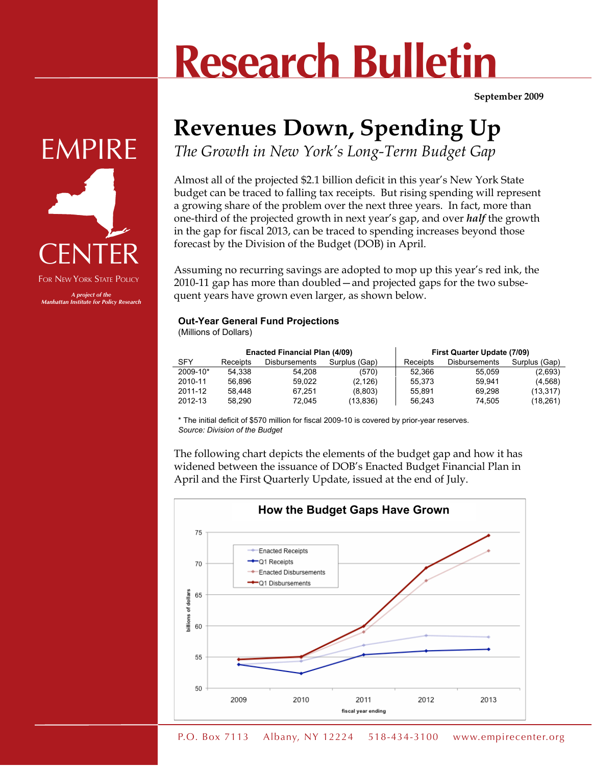# Research Bulletin

**September 2009**

EMPIRE CENTER

FOR NEW YORK STATE POLICY

*A project of the Manhattan Institute for Policy Research*

## Revenues Down, Spending Up

*The Growth in New York's Long-Term Budget Gap*

Almost all of the projected $2.1 billion deficit in this year's New York State budget can be traced to falling tax receipts. But rising spending will represent a growing share of the problem over the next three years. In fact, more than one-third of the projected growth in next year's gap, and over ***half*** the growth in the gap for fiscal 2013, can be traced to spending increases beyond those forecast by the Division of the Budget (DOB) in April.

Assuming no recurring savings are adopted to mop up this year's red ink, the 2010-11 gap has more than doubled—and projected gaps for the two subsequent years have grown even larger, as shown below.

**Out-Year General Fund Projections**
(Millions of Dollars)

| | Enacted Financial Plan (4/09) | | | First Quarter Update (7/09) | | |
|---|---|---|---|---|---|---|
| SFY | Receipts | Disbursements | Surplus (Gap) | Receipts | Disbursements | Surplus (Gap) |
| 2009-10* | 54,338 | 54,208 | (570) | 52,366 | 55,059 | (2,693) |
| 2010-11 | 56,896 | 59,022 | (2,126) | 55,373 | 59,941 | (4,568) |
| 2011-12 | 58,448 | 67,251 | (8,803) | 55,891 | 69,298 | (13,317) |
| 2012-13 | 58,290 | 72,045 | (13,836) | 56,243 | 74,505 | (18,261) |

\* The initial deficit of $570 million for fiscal 2009-10 is covered by prior-year reserves.
*Source: Division of the Budget*

The following chart depicts the elements of the budget gap and how it has widened between the issuance of DOB's Enacted Budget Financial Plan in April and the First Quarterly Update, issued at the end of July.

**How the Budget Gaps Have Grown**

[Chart: billions of dollars (50–75) by fiscal year ending (2009–2013); series: Enacted Receipts, Q1 Receipts, Enacted Disbursements, Q1 Disbursements]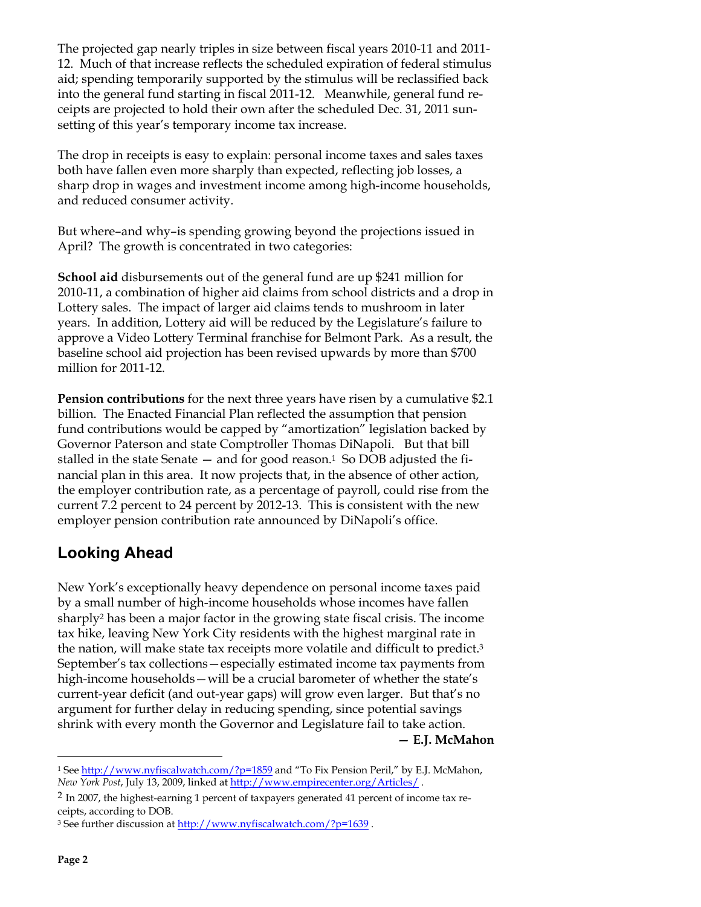The projected gap nearly triples in size between fiscal years 2010-11 and 2011-12. Much of that increase reflects the scheduled expiration of federal stimulus aid; spending temporarily supported by the stimulus will be reclassified back into the general fund starting in fiscal 2011-12. Meanwhile, general fund receipts are projected to hold their own after the scheduled Dec. 31, 2011 sunsetting of this year's temporary income tax increase.

The drop in receipts is easy to explain: personal income taxes and sales taxes both have fallen even more sharply than expected, reflecting job losses, a sharp drop in wages and investment income among high-income households, and reduced consumer activity.

But where–and why–is spending growing beyond the projections issued in April? The growth is concentrated in two categories:

**School aid** disbursements out of the general fund are up $241 million for 2010-11, a combination of higher aid claims from school districts and a drop in Lottery sales. The impact of larger aid claims tends to mushroom in later years. In addition, Lottery aid will be reduced by the Legislature's failure to approve a Video Lottery Terminal franchise for Belmont Park. As a result, the baseline school aid projection has been revised upwards by more than $700 million for 2011-12.

**Pension contributions** for the next three years have risen by a cumulative $2.1 billion. The Enacted Financial Plan reflected the assumption that pension fund contributions would be capped by "amortization" legislation backed by Governor Paterson and state Comptroller Thomas DiNapoli. But that bill stalled in the state Senate — and for good reason.[1] So DOB adjusted the financial plan in this area. It now projects that, in the absence of other action, the employer contribution rate, as a percentage of payroll, could rise from the current 7.2 percent to 24 percent by 2012-13. This is consistent with the new employer pension contribution rate announced by DiNapoli's office.

## Looking Ahead

New York's exceptionally heavy dependence on personal income taxes paid by a small number of high-income households whose incomes have fallen sharply[2] has been a major factor in the growing state fiscal crisis. The income tax hike, leaving New York City residents with the highest marginal rate in the nation, will make state tax receipts more volatile and difficult to predict.[3] September's tax collections—especially estimated income tax payments from high-income households—will be a crucial barometer of whether the state's current-year deficit (and out-year gaps) will grow even larger. But that's no argument for further delay in reducing spending, since potential savings shrink with every month the Governor and Legislature fail to take action.

**— E.J. McMahon**

---

[1] See http://www.nyfiscalwatch.com/?p=1859 and "To Fix Pension Peril," by E.J. McMahon, *New York Post*, July 13, 2009, linked at http://www.empirecenter.org/Articles/ .

[2] In 2007, the highest-earning 1 percent of taxpayers generated 41 percent of income tax receipts, according to DOB.

[3] See further discussion at http://www.nyfiscalwatch.com/?p=1639 .